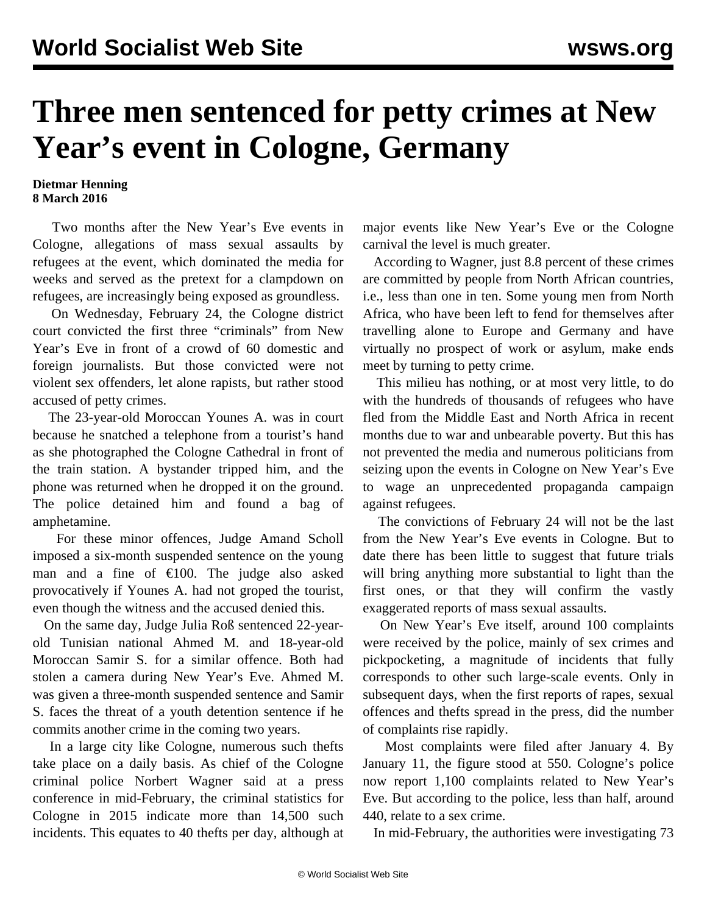# Three men sentenced for petty crimes at New Year's event in Cologne, Germany

**Dietmar Henning**
**8 March 2016**

Two months after the New Year's Eve events in Cologne, allegations of mass sexual assaults by refugees at the event, which dominated the media for weeks and served as the pretext for a clampdown on refugees, are increasingly being exposed as groundless.

On Wednesday, February 24, the Cologne district court convicted the first three "criminals" from New Year's Eve in front of a crowd of 60 domestic and foreign journalists. But those convicted were not violent sex offenders, let alone rapists, but rather stood accused of petty crimes.

The 23-year-old Moroccan Younes A. was in court because he snatched a telephone from a tourist's hand as she photographed the Cologne Cathedral in front of the train station. A bystander tripped him, and the phone was returned when he dropped it on the ground. The police detained him and found a bag of amphetamine.

For these minor offences, Judge Amand Scholl imposed a six-month suspended sentence on the young man and a fine of €100. The judge also asked provocatively if Younes A. had not groped the tourist, even though the witness and the accused denied this.

On the same day, Judge Julia Roß sentenced 22-year-old Tunisian national Ahmed M. and 18-year-old Moroccan Samir S. for a similar offence. Both had stolen a camera during New Year's Eve. Ahmed M. was given a three-month suspended sentence and Samir S. faces the threat of a youth detention sentence if he commits another crime in the coming two years.

In a large city like Cologne, numerous such thefts take place on a daily basis. As chief of the Cologne criminal police Norbert Wagner said at a press conference in mid-February, the criminal statistics for Cologne in 2015 indicate more than 14,500 such incidents. This equates to 40 thefts per day, although at major events like New Year's Eve or the Cologne carnival the level is much greater.

According to Wagner, just 8.8 percent of these crimes are committed by people from North African countries, i.e., less than one in ten. Some young men from North Africa, who have been left to fend for themselves after travelling alone to Europe and Germany and have virtually no prospect of work or asylum, make ends meet by turning to petty crime.

This milieu has nothing, or at most very little, to do with the hundreds of thousands of refugees who have fled from the Middle East and North Africa in recent months due to war and unbearable poverty. But this has not prevented the media and numerous politicians from seizing upon the events in Cologne on New Year's Eve to wage an unprecedented propaganda campaign against refugees.

The convictions of February 24 will not be the last from the New Year's Eve events in Cologne. But to date there has been little to suggest that future trials will bring anything more substantial to light than the first ones, or that they will confirm the vastly exaggerated reports of mass sexual assaults.

On New Year's Eve itself, around 100 complaints were received by the police, mainly of sex crimes and pickpocketing, a magnitude of incidents that fully corresponds to other such large-scale events. Only in subsequent days, when the first reports of rapes, sexual offences and thefts spread in the press, did the number of complaints rise rapidly.

Most complaints were filed after January 4. By January 11, the figure stood at 550. Cologne's police now report 1,100 complaints related to New Year's Eve. But according to the police, less than half, around 440, relate to a sex crime.

In mid-February, the authorities were investigating 73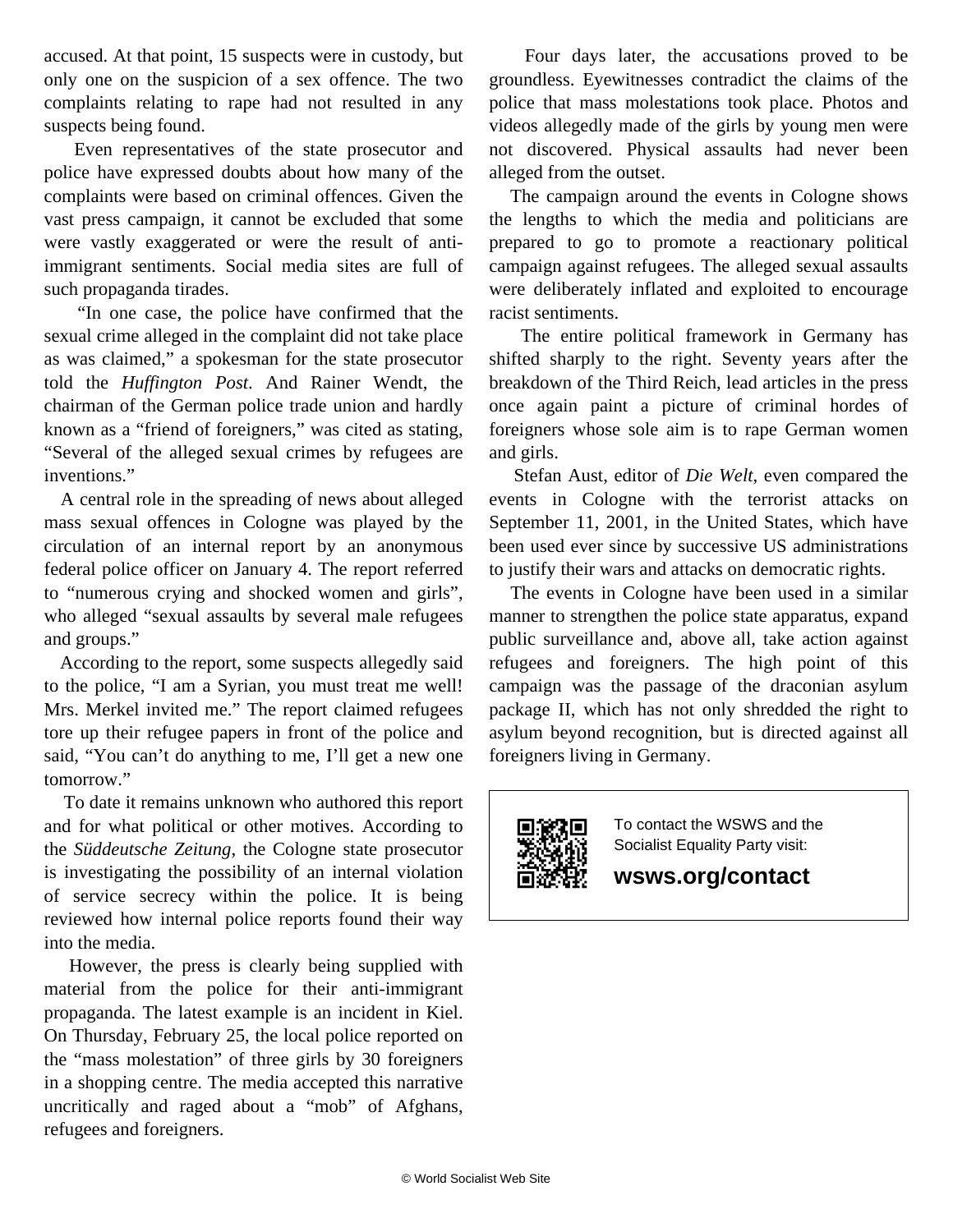accused. At that point, 15 suspects were in custody, but only one on the suspicion of a sex offence. The two complaints relating to rape had not resulted in any suspects being found.

Even representatives of the state prosecutor and police have expressed doubts about how many of the complaints were based on criminal offences. Given the vast press campaign, it cannot be excluded that some were vastly exaggerated or were the result of anti-immigrant sentiments. Social media sites are full of such propaganda tirades.

"In one case, the police have confirmed that the sexual crime alleged in the complaint did not take place as was claimed," a spokesman for the state prosecutor told the *Huffington Post*. And Rainer Wendt, the chairman of the German police trade union and hardly known as a "friend of foreigners," was cited as stating, "Several of the alleged sexual crimes by refugees are inventions."

A central role in the spreading of news about alleged mass sexual offences in Cologne was played by the circulation of an internal report by an anonymous federal police officer on January 4. The report referred to "numerous crying and shocked women and girls", who alleged "sexual assaults by several male refugees and groups."

According to the report, some suspects allegedly said to the police, "I am a Syrian, you must treat me well! Mrs. Merkel invited me." The report claimed refugees tore up their refugee papers in front of the police and said, "You can't do anything to me, I'll get a new one tomorrow."

To date it remains unknown who authored this report and for what political or other motives. According to the *Süddeutsche Zeitung*, the Cologne state prosecutor is investigating the possibility of an internal violation of service secrecy within the police. It is being reviewed how internal police reports found their way into the media.

However, the press is clearly being supplied with material from the police for their anti-immigrant propaganda. The latest example is an incident in Kiel. On Thursday, February 25, the local police reported on the "mass molestation" of three girls by 30 foreigners in a shopping centre. The media accepted this narrative uncritically and raged about a "mob" of Afghans, refugees and foreigners.

Four days later, the accusations proved to be groundless. Eyewitnesses contradict the claims of the police that mass molestations took place. Photos and videos allegedly made of the girls by young men were not discovered. Physical assaults had never been alleged from the outset.

The campaign around the events in Cologne shows the lengths to which the media and politicians are prepared to go to promote a reactionary political campaign against refugees. The alleged sexual assaults were deliberately inflated and exploited to encourage racist sentiments.

The entire political framework in Germany has shifted sharply to the right. Seventy years after the breakdown of the Third Reich, lead articles in the press once again paint a picture of criminal hordes of foreigners whose sole aim is to rape German women and girls.

Stefan Aust, editor of *Die Welt*, even compared the events in Cologne with the terrorist attacks on September 11, 2001, in the United States, which have been used ever since by successive US administrations to justify their wars and attacks on democratic rights.

The events in Cologne have been used in a similar manner to strengthen the police state apparatus, expand public surveillance and, above all, take action against refugees and foreigners. The high point of this campaign was the passage of the draconian asylum package II, which has not only shredded the right to asylum beyond recognition, but is directed against all foreigners living in Germany.

To contact the WSWS and the Socialist Equality Party visit:

**wsws.org/contact**